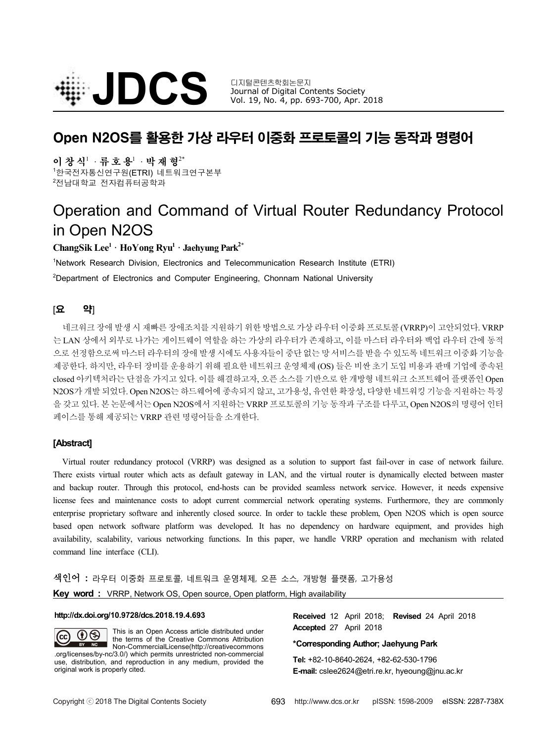# Open N2OS를 활용한 가상 라우터 이중화 프로토콜의 기능 동작과 명령어

**이 창 식**[1] · **류 호 용**[1] · **박 재 형**[2*]

[1]한국전자통신연구원(ETRI) 네트워크연구본부

[2]전남대학교 전자컴퓨터공학과

# Operation and Command of Virtual Router Redundancy Protocol in Open N2OS

**ChangSik Lee**[1] · **HoYong Ryu**[1] · **Jaehyung Park**[2*]

[1]Network Research Division, Electronics and Telecommunication Research Institute (ETRI)

[2]Department of Electronics and Computer Engineering, Chonnam National University

## [요 약]

네크워크 장애 발생 시 재빠른 장애조치를 지원하기 위한 방법으로 가상 라우터 이중화 프로토콜 (VRRP)이 고안되었다. VRRP는 LAN 상에서 외부로 나가는 게이트웨이 역할을 하는 가상의 라우터가 존재하고, 이를 마스터 라우터와 백업 라우터 간에 동적으로 선정함으로써 마스터 라우터의 장애 발생 시에도 사용자들이 중단 없는 망 서비스를 받을 수 있도록 네트워크 이중화 기능을 제공한다. 하지만, 라우터 장비를 운용하기 위해 필요한 네트워크 운영체제 (OS) 들은 비싼 초기 도입 비용과 판매 기업에 종속된 closed 아키텍처라는 단점을 가지고 있다. 이를 해결하고자, 오픈 소스를 기반으로 한 개방형 네트워크 소프트웨어 플랫폼인 Open N2OS가 개발 되었다. Open N2OS는 하드웨어에 종속되지 않고, 고가용성, 유연한 확장성, 다양한 네트워킹 기능을 지원하는 특징을 갖고 있다. 본 논문에서는 Open N2OS에서 지원하는 VRRP 프로토콜의 기능 동작과 구조를 다루고, Open N2OS의 명령어 인터페이스를 통해 제공되는 VRRP 관련 명령어들을 소개한다.

## [Abstract]

Virtual router redundancy protocol (VRRP) was designed as a solution to support fast fail-over in case of network failure. There exists virtual router which acts as default gateway in LAN, and the virtual router is dynamically elected between master and backup router. Through this protocol, end-hosts can be provided seamless network service. However, it needs expensive license fees and maintenance costs to adopt current commercial network operating systems. Furthermore, they are commonly enterprise proprietary software and inherently closed source. In order to tackle these problem, Open N2OS which is open source based open network software platform was developed. It has no dependency on hardware equipment, and provides high availability, scalability, various networking functions. In this paper, we handle VRRP operation and mechanism with related command line interface (CLI).

**색인어 :** 라우터 이중화 프로토콜, 네트워크 운영체제, 오픈 소스, 개방형 플랫폼, 고가용성

**Key word :** VRRP, Network OS, Open source, Open platform, High availability

**http://dx.doi.org/10.9728/dcs.2018.19.4.693**

This is an Open Access article distributed under the terms of the Creative Commons Attribution Non-CommercialLicense(http://creativecommons.org/licenses/by-nc/3.0/) which permits unrestricted non-commercial use, distribution, and reproduction in any medium, provided the original work is properly cited.

**Received** 12 April 2018; **Revised** 24 April 2018
**Accepted** 27 April 2018

**\*Corresponding Author; Jaehyung Park**

**Tel:** +82-10-8640-2624, +82-62-530-1796
**E-mail:** cslee2624@etri.re.kr, hyeoung@jnu.ac.kr

Copyright ⓒ 2018 The Digital Contents Society http://www.dcs.or.kr pISSN: 1598-2009 eISSN: 2287-738X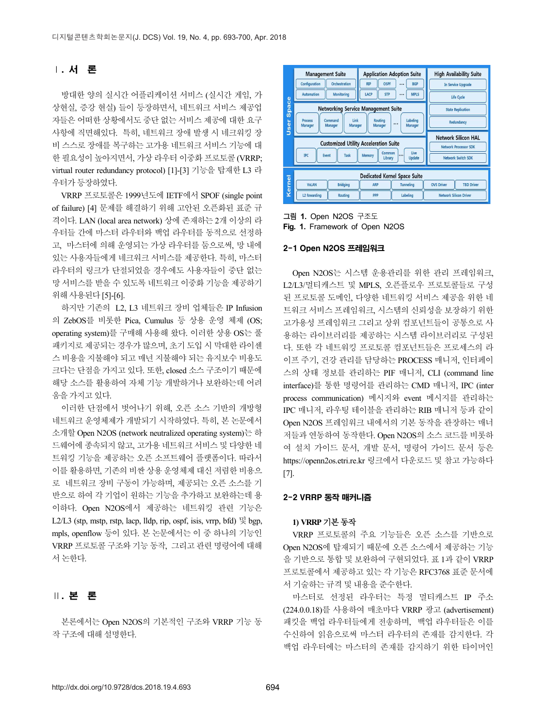## Ⅰ. 서 론

방대한 양의 실시간 어플리케이션 서비스 (실시간 게임, 가상현실, 증강 현실) 들이 등장하면서, 네트워크 서비스 제공업자들은 어떠한 상황에서도 중단 없는 서비스 제공에 대한 요구사항에 직면해있다. 특히, 네트워크 장애 발생 시 네크워킹 장비 스스로 장애를 복구하는 고가용 네트워크 서비스 기능에 대한 필요성이 높아지면서, 가상 라우터 이중화 프로토콜 (VRRP; virtual router redundancy protocol) [1]-[3] 기능을 탑재한 L3 라우터가 등장하였다.

VRRP 프로토콜은 1999년도에 IETF에서 SPOF (single point of failure) [4] 문제를 해결하기 위해 고안된 오픈화된 표준 규격이다. LAN (local area network) 상에 존재하는 2개 이상의 라우터들 간에 마스터 라우터와 백업 라우터를 동적으로 선정하고, 마스터에 의해 운영되는 가상 라우터를 둠으로써, 망 내에 있는 사용자들에게 네크워크 서비스를 제공한다. 특히, 마스터 라우터의 링크가 단절되었을 경우에도 사용자들이 중단 없는 망 서비스를 받을 수 있도록 네트워크 이중화 기능을 제공하기 위해 사용된다 [5]-[6].

하지만 기존의 L2, L3 네트워크 장비 업체들은 IP Infusion의 ZebOS를 비롯한 Pica, Cumulus 등 상용 운영 체제 (OS; operating system)를 구매해 사용해 왔다. 이러한 상용 OS는 풀 패키지로 제공되는 경우가 많으며, 초기 도입 시 막대한 라이센스 비용을 지불해야 되고 매년 지불해야 되는 유지보수 비용도 크다는 단점을 가지고 있다. 또한, closed 소스 구조이기 때문에 해당 소스를 활용하여 자체 기능 개발하거나 보완하는데 어려움을 가지고 있다.

이러한 단점에서 벗어나기 위해, 오픈 소스 기반의 개방형 네트워크 운영체제가 개발되기 시작하였다. 특히, 본 논문에서 소개할 Open N2OS (network neutralized operating system)는 하드웨어에 종속되지 않고, 고가용 네트워크 서비스 및 다양한 네트워킹 기능을 제공하는 오픈 소프트웨어 플랫폼이다. 따라서 이를 활용하면, 기존의 비싼 상용 운영체제 대신 저렴한 비용으로 네트워크 장비 구동이 가능하며, 제공되는 오픈 소스를 기반으로 하여 각 기업이 원하는 기능을 추가하고 보완하는데 용이하다. Open N2OS에서 제공하는 네트워킹 관련 기능은 L2/L3 (stp, mstp, rstp, lacp, lldp, rip, ospf, isis, vrrp, bfd) 및 bgp, mpls, openflow 등이 있다. 본 논문에서는 이 중 하나의 기능인 VRRP 프로토콜 구조와 기능 동작, 그리고 관련 명령어에 대해 서 논한다.

## Ⅱ. 본 론

본론에서는 Open N2OS의 기본적인 구조와 VRRP 기능 동작 구조에 대해 설명한다.

그림 1. Open N2OS 구조도
Fig. 1. Framework of Open N2OS

### 2-1 Open N2OS 프레임워크

Open N2OS는 시스템 운용관리를 위한 관리 프레임워크, L2/L3/멀티캐스트 및 MPLS, 오픈플로우 프로토콜들로 구성된 프로토콜 도메인, 다양한 네트워킹 서비스 제공을 위한 네트워크 서비스 프레임워크, 시스템의 신뢰성을 보장하기 위한 고가용성 프레임워크 그리고 상위 컴포넌트들이 공통으로 사용하는 라이브러리를 제공하는 시스템 라이브러리로 구성된다. 또한 각 네트워킹 프로토콜 컴포넌트들은 프로세스의 라이프 주기, 건강 관리를 담당하는 PROCESS 매니저, 인터페이스의 상태 정보를 관리하는 PIF 매니저, CLI (command line interface)를 통한 명령어를 관리하는 CMD 매니저, IPC (inter process communication) 메시지와 event 메시지를 관리하는 IPC 매니저, 라우팅 테이블을 관리하는 RIB 매니저 등과 같이 Open N2OS 프레임워크 내에서의 기본 동작을 관장하는 매니저들과 연동하여 동작한다. Open N2OS의 소스 코드를 비롯하여 설치 가이드 문서, 개발 문서, 명령어 가이드 문서 등은 https://openn2os.etri.re.kr 링크에서 다운로드 및 참고 가능하다 [7].

### 2-2 VRRP 동작 매커니즘

#### 1) VRRP 기본 동작

VRRP 프로토콜의 주요 기능들은 오픈 소스를 기반으로 Open N2OS에 탑재되기 때문에 오픈 소스에서 제공하는 기능을 기반으로 통합 및 보완하여 구현되었다. 표 1과 같이 VRRP 프로토콜에서 제공하고 있는 각 기능은 RFC3768 표준 문서에서 기술하는 규격 및 내용을 준수한다.

마스터로 선정된 라우터는 특정 멀티캐스트 IP 주소 (224.0.0.18)를 사용하여 매초마다 VRRP 광고 (advertisement) 패킷을 백업 라우터들에게 전송하며, 백업 라우터들은 이를 수신하여 읽음으로써 마스터 라우터의 존재를 감지한다. 각 백업 라우터에는 마스터의 존재를 감지하기 위한 타이머인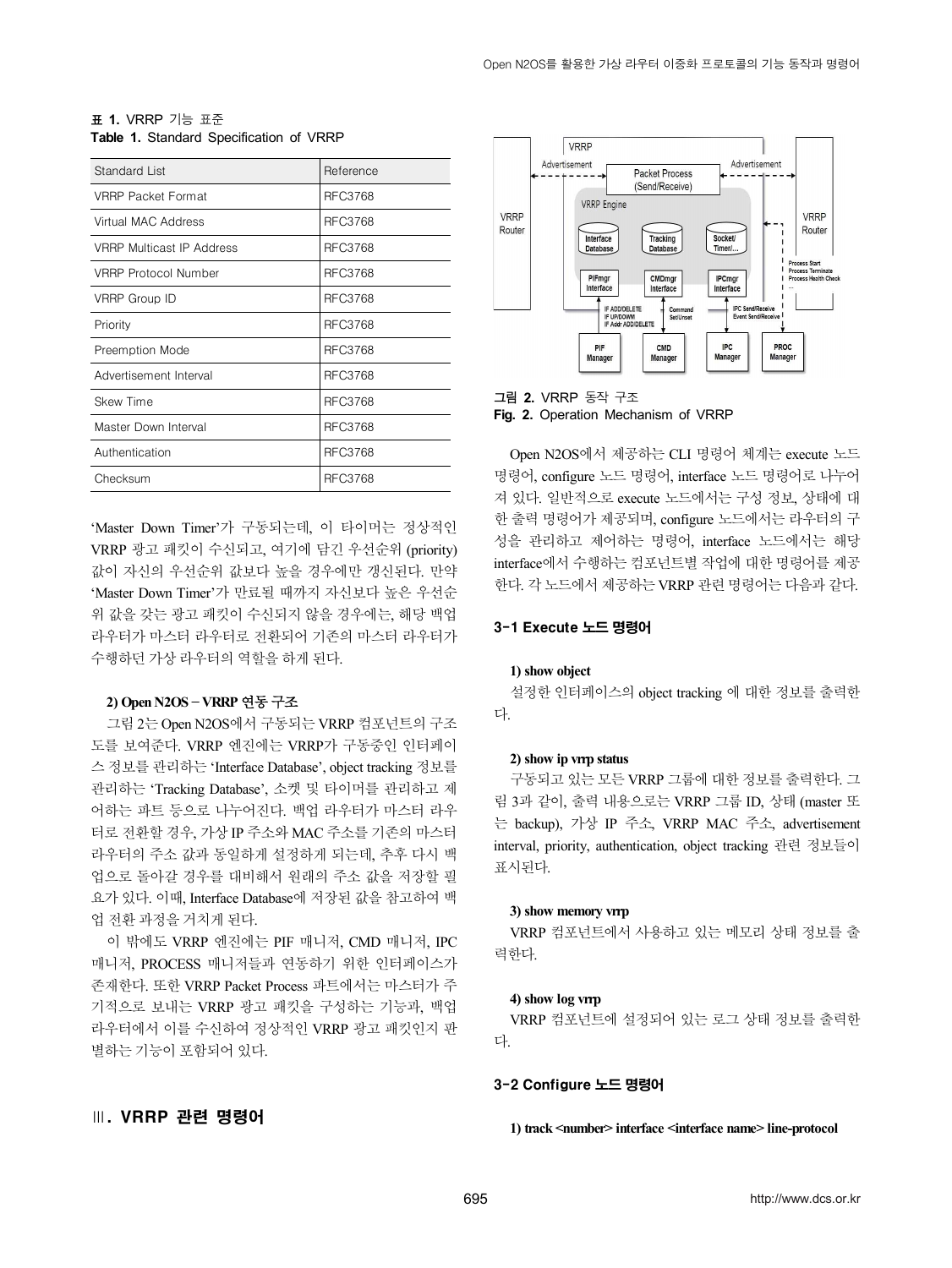표 1. VRRP 기능 표준
**Table 1.** Standard Specification of VRRP

| Standard List | Reference |
|---|---|
| VRRP Packet Format | RFC3768 |
| Virtual MAC Address | RFC3768 |
| VRRP Multicast IP Address | RFC3768 |
| VRRP Protocol Number | RFC3768 |
| VRRP Group ID | RFC3768 |
| Priority | RFC3768 |
| Preemption Mode | RFC3768 |
| Advertisement Interval | RFC3768 |
| Skew Time | RFC3768 |
| Master Down Interval | RFC3768 |
| Authentication | RFC3768 |
| Checksum | RFC3768 |

'Master Down Timer'가 구동되는데, 이 타이머는 정상적인 VRRP 광고 패킷이 수신되고, 여기에 담긴 우선순위 (priority) 값이 자신의 우선순위 값보다 높을 경우에만 갱신된다. 만약 'Master Down Timer'가 만료될 때까지 자신보다 높은 우선순위 값을 갖는 광고 패킷이 수신되지 않을 경우에는, 해당 백업 라우터가 마스터 라우터로 전환되어 기존의 마스터 라우터가 수행하던 가상 라우터의 역할을 하게 된다.

**2) Open N2OS – VRRP 연동 구조**

그림 2는 Open N2OS에서 구동되는 VRRP 컴포넌트의 구조도를 보여준다. VRRP 엔진에는 VRRP가 구동중인 인터페이스 정보를 관리하는 'Interface Database', object tracking 정보를 관리하는 'Tracking Database', 소켓 및 타이머를 관리하고 제어하는 파트 등으로 나누어진다. 백업 라우터가 마스터 라우터로 전환할 경우, 가상 IP 주소와 MAC 주소를 기존의 마스터 라우터의 주소 값과 동일하게 설정하게 되는데, 추후 다시 백업으로 돌아갈 경우를 대비해서 원래의 주소 값을 저장할 필요가 있다. 이때, Interface Database에 저장된 값을 참고하여 백업 전환 과정을 거치게 된다.

이 밖에도 VRRP 엔진에는 PIF 매니저, CMD 매니저, IPC 매니저, PROCESS 매니저들과 연동하기 위한 인터페이스가 존재한다. 또한 VRRP Packet Process 파트에서는 마스터가 주기적으로 보내는 VRRP 광고 패킷을 구성하는 기능과, 백업 라우터에서 이를 수신하여 정상적인 VRRP 광고 패킷인지 판별하는 기능이 포함되어 있다.

## Ⅲ. VRRP 관련 명령어

그림 2. VRRP 동작 구조
**Fig. 2.** Operation Mechanism of VRRP

Open N2OS에서 제공하는 CLI 명령어 체계는 execute 노드 명령어, configure 노드 명령어, interface 노드 명령어로 나누어져 있다. 일반적으로 execute 노드에서는 구성 정보, 상태에 대한 출력 명령어가 제공되며, configure 노드에서는 라우터의 구성을 관리하고 제어하는 명령어, interface 노드에서는 해당 interface에서 수행하는 컴포넌트별 작업에 대한 명령어를 제공한다. 각 노드에서 제공하는 VRRP 관련 명령어는 다음과 같다.

### 3-1 Execute 노드 명령어

**1) show object**

설정한 인터페이스의 object tracking 에 대한 정보를 출력한다.

**2) show ip vrrp status**

구동되고 있는 모든 VRRP 그룹에 대한 정보를 출력한다. 그림 3과 같이, 출력 내용으로는 VRRP 그룹 ID, 상태 (master 또는 backup), 가상 IP 주소, VRRP MAC 주소, advertisement interval, priority, authentication, object tracking 관련 정보들이 표시된다.

**3) show memory vrrp**

VRRP 컴포넌트에서 사용하고 있는 메모리 상태 정보를 출력한다.

**4) show log vrrp**

VRRP 컴포넌트에 설정되어 있는 로그 상태 정보를 출력한다.

### 3-2 Configure 노드 명령어

**1) track <number> interface <interface name> line-protocol**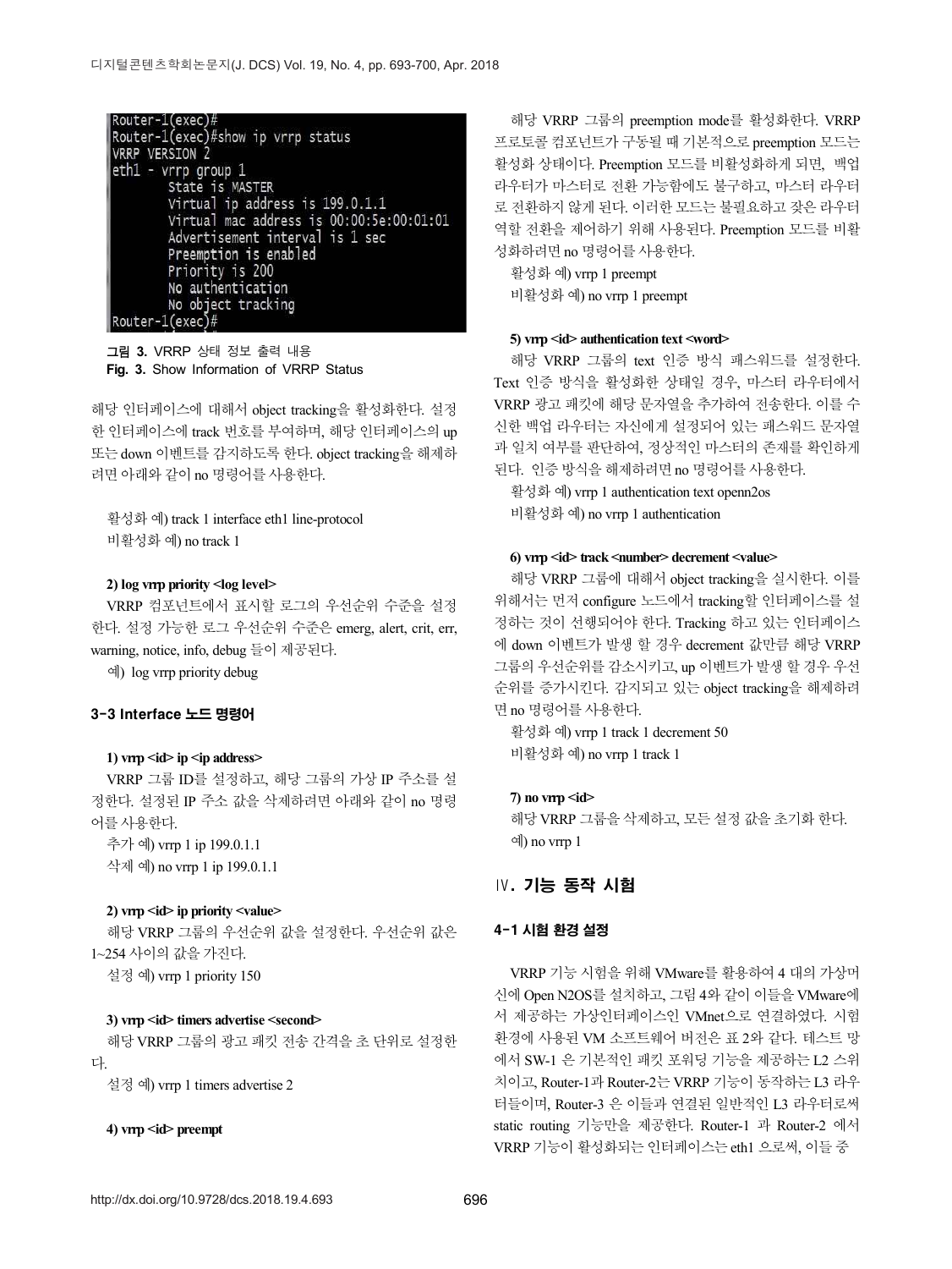```
Router-1(exec)#
Router-1(exec)#show ip vrrp status
VRRP VERSION 2
eth1 - vrrp group 1
        State is MASTER
        Virtual ip address is 199.0.1.1
        Virtual mac address is 00:00:5e:00:01:01
        Advertisement interval is 1 sec
        Preemption is enabled
        Priority is 200
        No authentication
        No object tracking
Router-1(exec)#
```

그림 3. VRRP 상태 정보 출력 내용
Fig. 3. Show Information of VRRP Status

해당 인터페이스에 대해서 object tracking을 활성화한다. 설정한 인터페이스에 track 번호를 부여하며, 해당 인터페이스의 up 또는 down 이벤트를 감지하도록 한다. object tracking을 해제하려면 아래와 같이 no 명령어를 사용한다.

활성화 예) track 1 interface eth1 line-protocol
비활성화 예) no track 1

**2) log vrrp priority <log level>**

VRRP 컴포넌트에서 표시할 로그의 우선순위 수준을 설정한다. 설정 가능한 로그 우선순위 수준은 emerg, alert, crit, err, warning, notice, info, debug 들이 제공된다.

예) log vrrp priority debug

### 3-3 Interface 노드 명령어

**1) vrrp <id> ip <ip address>**

VRRP 그룹 ID를 설정하고, 해당 그룹의 가상 IP 주소를 설정한다. 설정된 IP 주소 값을 삭제하려면 아래와 같이 no 명령어를 사용한다.

추가 예) vrrp 1 ip 199.0.1.1
삭제 예) no vrrp 1 ip 199.0.1.1

**2) vrrp <id> ip priority <value>**

해당 VRRP 그룹의 우선순위 값을 설정한다. 우선순위 값은 1~254 사이의 값을 가진다.

설정 예) vrrp 1 priority 150

**3) vrrp <id> timers advertise <second>**

해당 VRRP 그룹의 광고 패킷 전송 간격을 초 단위로 설정한다.

설정 예) vrrp 1 timers advertise 2

**4) vrrp <id> preempt**

해당 VRRP 그룹의 preemption mode를 활성화한다. VRRP 프로토콜 컴포넌트가 구동될 때 기본적으로 preemption 모드는 활성화 상태이다. Preemption 모드를 비활성화하게 되면, 백업 라우터가 마스터로 전환 가능함에도 불구하고, 마스터 라우터로 전환하지 않게 된다. 이러한 모드는 불필요하고 잦은 라우터 역할 전환을 제어하기 위해 사용된다. Preemption 모드를 비활성화하려면 no 명령어를 사용한다.

활성화 예) vrrp 1 preempt
비활성화 예) no vrrp 1 preempt

**5) vrrp <id> authentication text <word>**

해당 VRRP 그룹의 text 인증 방식 패스워드를 설정한다. Text 인증 방식을 활성화한 상태일 경우, 마스터 라우터에서 VRRP 광고 패킷에 해당 문자열을 추가하여 전송한다. 이를 수신한 백업 라우터는 자신에게 설정되어 있는 패스워드 문자열과 일치 여부를 판단하여, 정상적인 마스터의 존재를 확인하게 된다. 인증 방식을 해제하려면 no 명령어를 사용한다.

활성화 예) vrrp 1 authentication text openn2os
비활성화 예) no vrrp 1 authentication

**6) vrrp <id> track <number> decrement <value>**

해당 VRRP 그룹에 대해서 object tracking을 실시한다. 이를 위해서는 먼저 configure 노드에서 tracking할 인터페이스를 설정하는 것이 선행되어야 한다. Tracking 하고 있는 인터페이스에 down 이벤트가 발생 할 경우 decrement 값만큼 해당 VRRP 그룹의 우선순위를 감소시키고, up 이벤트가 발생 할 경우 우선순위를 증가시킨다. 감지되고 있는 object tracking을 해제하려면 no 명령어를 사용한다.

활성화 예) vrrp 1 track 1 decrement 50
비활성화 예) no vrrp 1 track 1

**7) no vrrp <id>**

해당 VRRP 그룹을 삭제하고, 모든 설정 값을 초기화 한다.

예) no vrrp 1

## Ⅳ. 기능 동작 시험

### 4-1 시험 환경 설정

VRRP 기능 시험을 위해 VMware를 활용하여 4 대의 가상머신에 Open N2OS를 설치하고, 그림 4와 같이 이들을 VMware에서 제공하는 가상인터페이스인 VMnet으로 연결하였다. 시험 환경에 사용된 VM 소프트웨어 버전은 표 2와 같다. 테스트 망에서 SW-1 은 기본적인 패킷 포워딩 기능을 제공하는 L2 스위치이고, Router-1과 Router-2는 VRRP 기능이 동작하는 L3 라우터들이며, Router-3 은 이들과 연결된 일반적인 L3 라우터로써 static routing 기능만을 제공한다. Router-1 과 Router-2 에서 VRRP 기능이 활성화되는 인터페이스는 eth1 으로써, 이들 중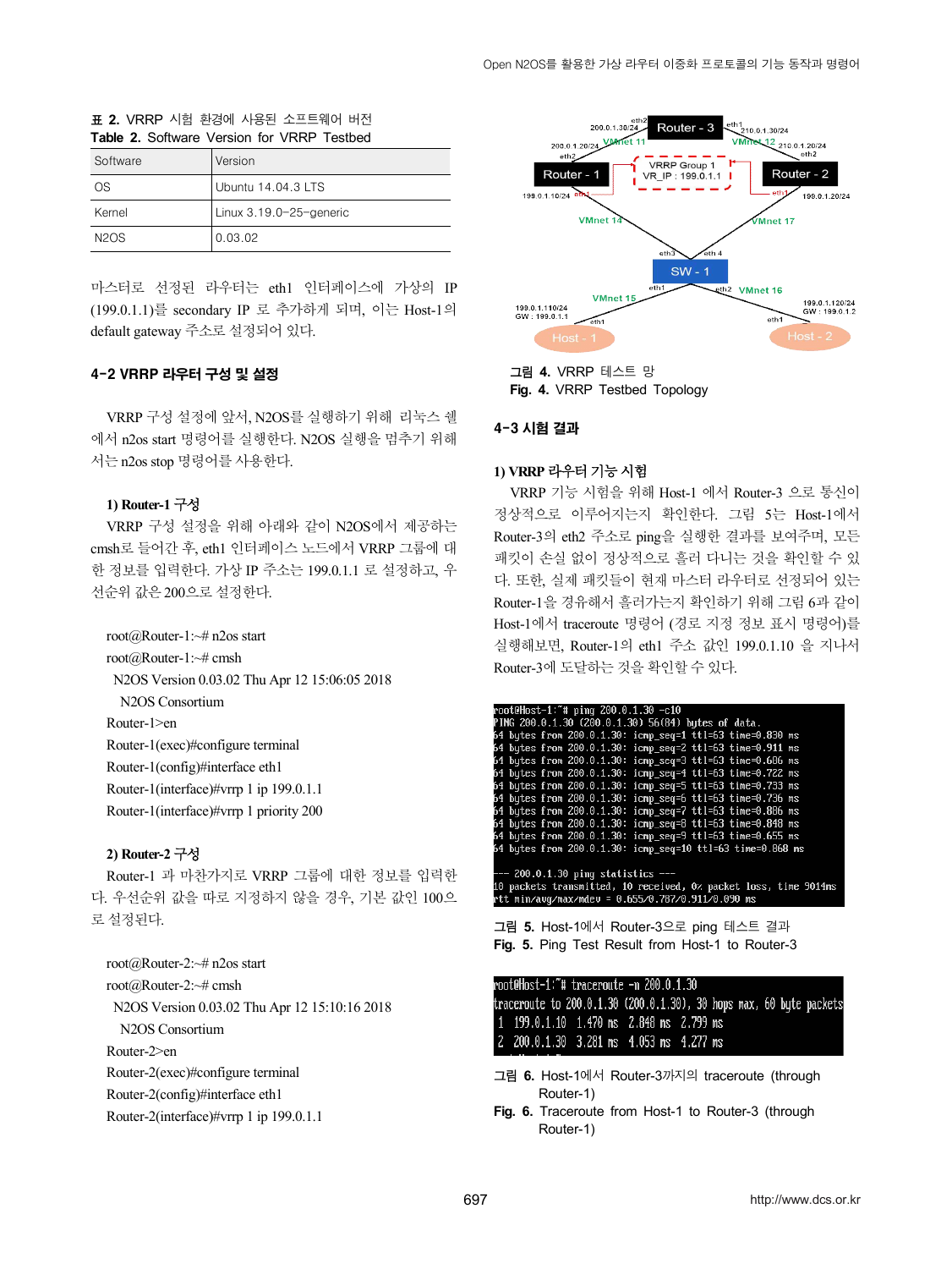표 2. VRRP 시험 환경에 사용된 소프트웨어 버전
**Table 2.** Software Version for VRRP Testbed

| Software | Version |
|---|---|
| OS | Ubuntu 14.04.3 LTS |
| Kernel | Linux 3.19.0-25-generic |
| N2OS | 0.03.02 |

마스터로 선정된 라우터는 eth1 인터페이스에 가상의 IP (199.0.1.1)를 secondary IP 로 추가하게 되며, 이는 Host-1의 default gateway 주소로 설정되어 있다.

### 4-2 VRRP 라우터 구성 및 설정

VRRP 구성 설정에 앞서, N2OS를 실행하기 위해 리눅스 쉘에서 n2os start 명령어를 실행한다. N2OS 실행을 멈추기 위해서는 n2os stop 명령어를 사용한다.

**1) Router-1 구성**

VRRP 구성 설정을 위해 아래와 같이 N2OS에서 제공하는 cmsh로 들어간 후, eth1 인터페이스 노드에서 VRRP 그룹에 대한 정보를 입력한다. 가상 IP 주소는 199.0.1.1 로 설정하고, 우선순위 값은 200으로 설정한다.

```
root@Router-1:~# n2os start
root@Router-1:~# cmsh
  N2OS Version 0.03.02 Thu Apr 12 15:06:05 2018
    N2OS Consortium
Router-1>en
Router-1(exec)#configure terminal
Router-1(config)#interface eth1
Router-1(interface)#vrrp 1 ip 199.0.1.1
Router-1(interface)#vrrp 1 priority 200
```

**2) Router-2 구성**

Router-1 과 마찬가지로 VRRP 그룹에 대한 정보를 입력한다. 우선순위 값을 따로 지정하지 않을 경우, 기본 값인 100으로 설정된다.

```
root@Router-2:~# n2os start
root@Router-2:~# cmsh
  N2OS Version 0.03.02 Thu Apr 12 15:10:16 2018
    N2OS Consortium
Router-2>en
Router-2(exec)#configure terminal
Router-2(config)#interface eth1
Router-2(interface)#vrrp 1 ip 199.0.1.1
```

그림 4. VRRP 테스트 망
**Fig. 4.** VRRP Testbed Topology

### 4-3 시험 결과

**1) VRRP 라우터 기능 시험**

VRRP 기능 시험을 위해 Host-1 에서 Router-3 으로 통신이 정상적으로 이루어지는지 확인한다. 그림 5는 Host-1에서 Router-3의 eth2 주소로 ping을 실행한 결과를 보여주며, 모든 패킷이 손실 없이 정상적으로 흘러 다니는 것을 확인할 수 있다. 또한, 실제 패킷들이 현재 마스터 라우터로 선정되어 있는 Router-1을 경유해서 흘러가는지 확인하기 위해 그림 6과 같이 Host-1에서 traceroute 명령어 (경로 지정 정보 표시 명령어)를 실행해보면, Router-1의 eth1 주소 값인 199.0.1.10 을 지나서 Router-3에 도달하는 것을 확인할 수 있다.

```
root@Host-1:~# ping 200.0.1.30 -c10
PING 200.0.1.30 (200.0.1.30) 56(84) bytes of data.
64 bytes from 200.0.1.30: icmp_seq=1 ttl=63 time=0.830 ms
64 bytes from 200.0.1.30: icmp_seq=2 ttl=63 time=0.911 ms
64 bytes from 200.0.1.30: icmp_seq=3 ttl=63 time=0.606 ms
64 bytes from 200.0.1.30: icmp_seq=4 ttl=63 time=0.722 ms
64 bytes from 200.0.1.30: icmp_seq=5 ttl=63 time=0.733 ms
64 bytes from 200.0.1.30: icmp_seq=6 ttl=63 time=0.736 ms
64 bytes from 200.0.1.30: icmp_seq=7 ttl=63 time=0.886 ms
64 bytes from 200.0.1.30: icmp_seq=8 ttl=63 time=0.848 ms
64 bytes from 200.0.1.30: icmp_seq=9 ttl=63 time=0.655 ms
64 bytes from 200.0.1.30: icmp_seq=10 ttl=63 time=0.868 ms

--- 200.0.1.30 ping statistics ---
10 packets transmitted, 10 received, 0% packet loss, time 9014ms
rtt min/avg/max/mdev = 0.655/0.787/0.911/0.090 ms
```

그림 5. Host-1에서 Router-3으로 ping 테스트 결과
**Fig. 5.** Ping Test Result from Host-1 to Router-3

```
root@Host-1:~# traceroute -n 200.0.1.30
traceroute to 200.0.1.30 (200.0.1.30), 30 hops max, 60 byte packets
 1  199.0.1.10  1.470 ms  2.848 ms  2.799 ms
 2  200.0.1.30  3.281 ms  4.053 ms  4.277 ms
```

그림 6. Host-1에서 Router-3까지의 traceroute (through Router-1)
**Fig. 6.** Traceroute from Host-1 to Router-3 (through Router-1)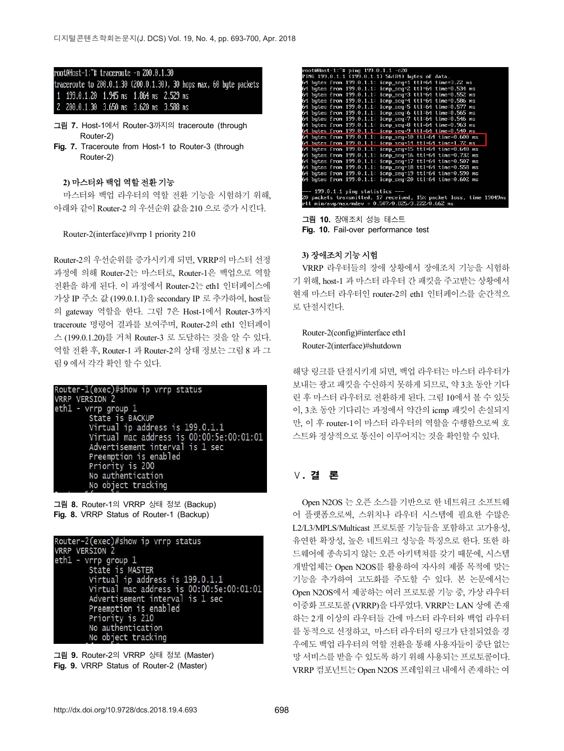```
root@Host-1:~# traceroute -n 200.0.1.30
traceroute to 200.0.1.30 (200.0.1.30), 30 hops max, 60 byte packets
 1  199.0.1.20  1.945 ms  1.864 ms  2.529 ms
 2  200.0.1.30  3.650 ms  3.620 ms  3.588 ms
```

**그림 7.** Host-1에서 Router-3까지의 traceroute (through Router-2)
**Fig. 7.** Traceroute from Host-1 to Router-3 (through Router-2)

#### 2) 마스터와 백업 역할 전환 기능

마스터와 백업 라우터의 역할 전환 기능을 시험하기 위해, 아래와 같이 Router-2 의 우선순위 값을 210 으로 증가 시킨다.

```
Router-2(interface)#vrrp 1 priority 210
```

Router-2의 우선순위를 증가시키게 되면, VRRP의 마스터 선정 과정에 의해 Router-2는 마스터로, Router-1은 백업으로 역할 전환을 하게 된다. 이 과정에서 Router-2는 eth1 인터페이스에 가상 IP 주소 값 (199.0.1.1)을 secondary IP 로 추가하여, host들의 gateway 역할을 한다. 그림 7은 Host-1에서 Router-3까지 traceroute 명령어 결과를 보여주며, Router-2의 eth1 인터페이스 (199.0.1.20)를 거쳐 Router-3 로 도달하는 것을 알 수 있다. 역할 전환 후, Router-1 과 Router-2의 상태 정보는 그림 8 과 그림 9 에서 각각 확인 할 수 있다.

```
Router-1(exec)#show ip vrrp status
VRRP VERSION 2
eth1 - vrrp group 1
        State is BACKUP
        Virtual ip address is 199.0.1.1
        Virtual mac address is 00:00:5e:00:01:01
        Advertisement interval is 1 sec
        Preemption is enabled
        Priority is 200
        No authentication
        No object tracking
```

**그림 8.** Router-1의 VRRP 상태 정보 (Backup)
**Fig. 8.** VRRP Status of Router-1 (Backup)

```
Router-2(exec)#show ip vrrp status
VRRP VERSION 2
eth1 - vrrp group 1
        State is MASTER
        Virtual ip address is 199.0.1.1
        Virtual mac address is 00:00:5e:00:01:01
        Advertisement interval is 1 sec
        Preemption is enabled
        Priority is 210
        No authentication
        No object tracking
```

**그림 9.** Router-2의 VRRP 상태 정보 (Master)
**Fig. 9.** VRRP Status of Router-2 (Master)

```
root@Host-1:~# ping 199.0.1.1 -c20
PING 199.0.1.1 (199.0.1.1) 56(84) bytes of data.
64 bytes from 199.0.1.1: icmp_seq=1 ttl=64 time=3.22 ms
64 bytes from 199.0.1.1: icmp_seq=2 ttl=64 time=0.534 ms
64 bytes from 199.0.1.1: icmp_seq=3 ttl=64 time=0.552 ms
64 bytes from 199.0.1.1: icmp_seq=4 ttl=64 time=0.586 ms
64 bytes from 199.0.1.1: icmp_seq=5 ttl=64 time=0.577 ms
64 bytes from 199.0.1.1: icmp_seq=6 ttl=64 time=0.565 ms
64 bytes from 199.0.1.1: icmp_seq=7 ttl=64 time=0.546 ms
64 bytes from 199.0.1.1: icmp_seq=8 ttl=64 time=0.963 ms
64 bytes from 199.0.1.1: icmp_seq=9 ttl=64 time=0.540 ms
64 bytes from 199.0.1.1: icmp_seq=10 ttl=64 time=0.600 ms
64 bytes from 199.0.1.1: icmp_seq=14 ttl=64 time=1.72 ms
64 bytes from 199.0.1.1: icmp_seq=15 ttl=64 time=0.640 ms
64 bytes from 199.0.1.1: icmp_seq=16 ttl=64 time=0.732 ms
64 bytes from 199.0.1.1: icmp_seq=17 ttl=64 time=0.507 ms
64 bytes from 199.0.1.1: icmp_seq=18 ttl=64 time=0.558 ms
64 bytes from 199.0.1.1: icmp_seq=19 ttl=64 time=0.590 ms
64 bytes from 199.0.1.1: icmp_seq=20 ttl=64 time=0.602 ms

--- 199.0.1.1 ping statistics ---
20 packets transmitted, 17 received, 15% packet loss, time 19049ms
rtt min/avg/max/mdev = 0.507/0.825/3.222/0.662 ms
```

**그림 10.** 장애조치 성능 테스트
**Fig. 10.** Fail-over performance test

#### 3) 장애조치 기능 시험

VRRP 라우터들의 장애 상황에서 장애조치 기능을 시험하기 위해, host-1 과 마스터 라우터 간 패킷을 주고받는 상황에서 현재 마스터 라우터인 router-2의 eth1 인터페이스를 순간적으로 단절시킨다.

```
Router-2(config)#interface eth1
Router-2(interface)#shutdown
```

해당 링크를 단절시키게 되면, 백업 라우터는 마스터 라우터가 보내는 광고 패킷을 수신하지 못하게 되므로, 약 3초 동안 기다린 후 마스터 라우터로 전환하게 된다. 그림 10에서 볼 수 있듯이, 3초 동안 기다리는 과정에서 약간의 icmp 패킷이 손실되지만, 이 후 router-1이 마스터 라우터의 역할을 수행함으로써 호스트와 정상적으로 통신이 이루어지는 것을 확인할 수 있다.

## Ⅴ. 결 론

Open N2OS 는 오픈 소스를 기반으로 한 네트워크 소프트웨어 플랫폼으로써, 스위치나 라우터 시스템에 필요한 수많은 L2/L3/MPLS/Multicast 프로토콜 기능들을 포함하고 고가용성, 유연한 확장성, 높은 네트워크 성능을 특징으로 한다. 또한 하드웨어에 종속되지 않는 오픈 아키텍처를 갖기 때문에, 시스템 개발업체는 Open N2OS를 활용하여 자사의 제품 목적에 맞는 기능을 추가하여 고도화를 주도할 수 있다. 본 논문에서는 Open N2OS에서 제공하는 여러 프로토콜 기능 중, 가상 라우터 이중화 프로토콜 (VRRP)을 다루었다. VRRP는 LAN 상에 존재하는 2개 이상의 라우터들 간에 마스터 라우터와 백업 라우터를 동적으로 선정하고, 마스터 라우터의 링크가 단절되었을 경우에도 백업 라우터의 역할 전환을 통해 사용자들이 중단 없는 망 서비스를 받을 수 있도록 하기 위해 사용되는 프로토콜이다. VRRP 컴포넌트는 Open N2OS 프레임워크 내에서 존재하는 여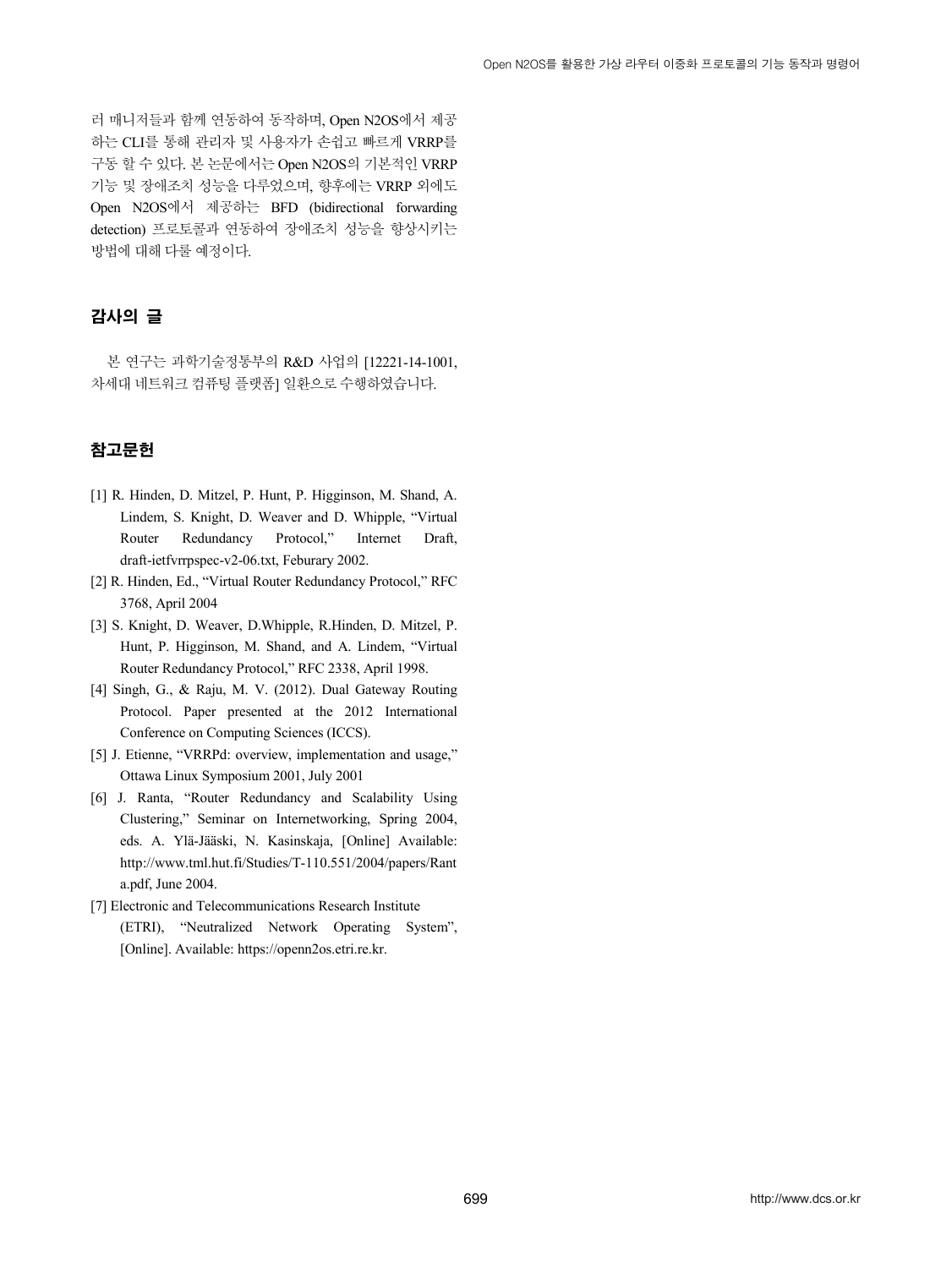러 매니저들과 함께 연동하여 동작하며, Open N2OS에서 제공하는 CLI를 통해 관리자 및 사용자가 손쉽고 빠르게 VRRP를 구동 할 수 있다. 본 논문에서는 Open N2OS의 기본적인 VRRP 기능 및 장애조치 성능을 다루었으며, 향후에는 VRRP 외에도 Open N2OS에서 제공하는 BFD (bidirectional forwarding detection) 프로토콜과 연동하여 장애조치 성능을 향상시키는 방법에 대해 다룰 예정이다.

## 감사의 글

본 연구는 과학기술정통부의 R&D 사업의 [12221-14-1001, 차세대 네트워크 컴퓨팅 플랫폼] 일환으로 수행하였습니다.

## 참고문헌

[1] R. Hinden, D. Mitzel, P. Hunt, P. Higginson, M. Shand, A. Lindem, S. Knight, D. Weaver and D. Whipple, "Virtual Router Redundancy Protocol," Internet Draft, draft-ietfvrrpspec-v2-06.txt, Feburary 2002.

[2] R. Hinden, Ed., "Virtual Router Redundancy Protocol," RFC 3768, April 2004

[3] S. Knight, D. Weaver, D.Whipple, R.Hinden, D. Mitzel, P. Hunt, P. Higginson, M. Shand, and A. Lindem, "Virtual Router Redundancy Protocol," RFC 2338, April 1998.

[4] Singh, G., & Raju, M. V. (2012). Dual Gateway Routing Protocol. Paper presented at the 2012 International Conference on Computing Sciences (ICCS).

[5] J. Etienne, "VRRPd: overview, implementation and usage," Ottawa Linux Symposium 2001, July 2001

[6] J. Ranta, "Router Redundancy and Scalability Using Clustering," Seminar on Internetworking, Spring 2004, eds. A. Ylä-Jääski, N. Kasinskaja, [Online] Available: http://www.tml.hut.fi/Studies/T-110.551/2004/papers/Ranta.pdf, June 2004.

[7] Electronic and Telecommunications Research Institute (ETRI), "Neutralized Network Operating System", [Online]. Available: https://openn2os.etri.re.kr.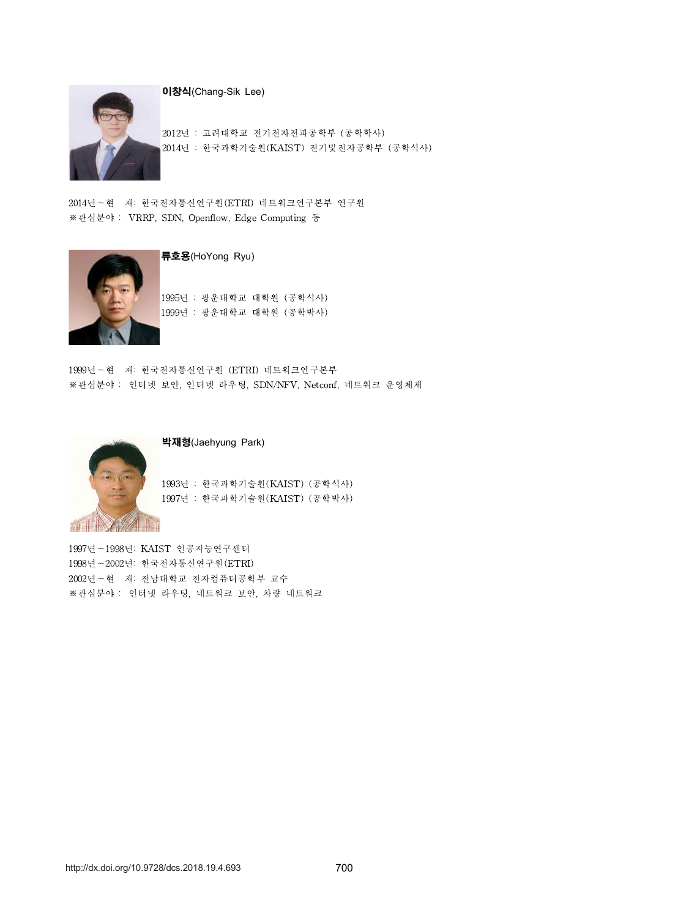**이창식**(Chang-Sik Lee)

2012년 : 고려대학교 전기전자전파공학부 (공학학사)
2014년 : 한국과학기술원(KAIST) 전기및전자공학부 (공학석사)

2014년 ~ 현 재: 한국전자통신연구원(ETRI) 네트워크연구본부 연구원
※관심분야 : VRRP, SDN, Openflow, Edge Computing 등

**류호용**(HoYong Ryu)

1995년 : 광운대학교 대학원 (공학석사)
1999년 : 광운대학교 대학원 (공학박사)

1999년 ~ 현 재: 한국전자통신연구원 (ETRI) 네트워크연구본부
※관심분야 : 인터넷 보안, 인터넷 라우팅, SDN/NFV, Netconf, 네트워크 운영체제

**박재형**(Jaehyung Park)

1993년 : 한국과학기술원(KAIST) (공학석사)
1997년 : 한국과학기술원(KAIST) (공학박사)

1997년 ~ 1998년: KAIST 인공지능연구센터
1998년 ~ 2002년: 한국전자통신연구원(ETRI)
2002년 ~ 현 재: 전남대학교 전자컴퓨터공학부 교수
※관심분야 : 인터넷 라우팅, 네트워크 보안, 차량 네트워크